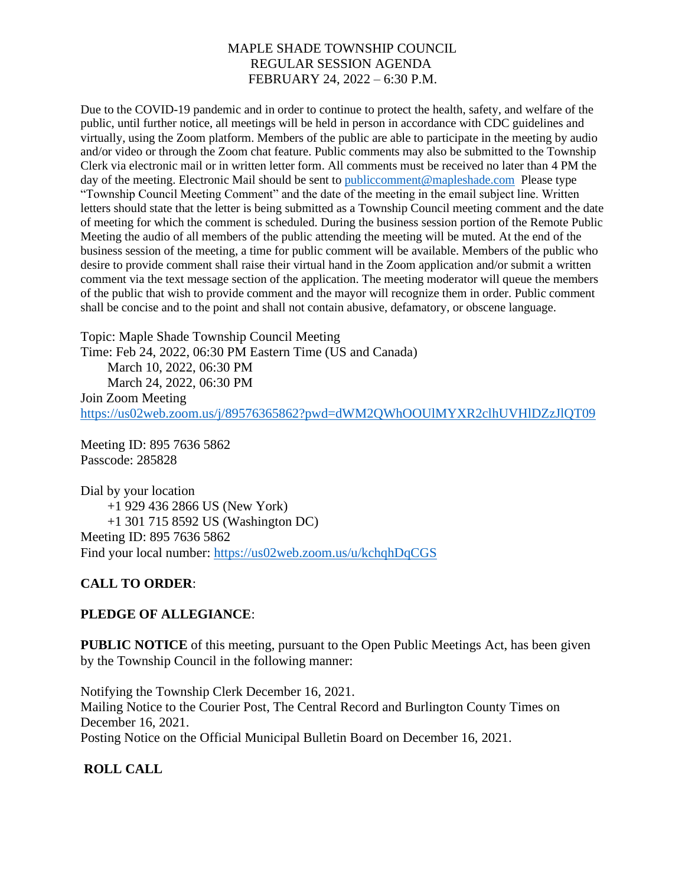# MAPLE SHADE TOWNSHIP COUNCIL
## REGULAR SESSION AGENDA
## FEBRUARY 24, 2022 – 6:30 P.M.

Due to the COVID-19 pandemic and in order to continue to protect the health, safety, and welfare of the public, until further notice, all meetings will be held in person in accordance with CDC guidelines and virtually, using the Zoom platform. Members of the public are able to participate in the meeting by audio and/or video or through the Zoom chat feature. Public comments may also be submitted to the Township Clerk via electronic mail or in written letter form. All comments must be received no later than 4 PM the day of the meeting. Electronic Mail should be sent to publiccomment@mapleshade.com Please type "Township Council Meeting Comment" and the date of the meeting in the email subject line. Written letters should state that the letter is being submitted as a Township Council meeting comment and the date of meeting for which the comment is scheduled. During the business session portion of the Remote Public Meeting the audio of all members of the public attending the meeting will be muted. At the end of the business session of the meeting, a time for public comment will be available. Members of the public who desire to provide comment shall raise their virtual hand in the Zoom application and/or submit a written comment via the text message section of the application. The meeting moderator will queue the members of the public that wish to provide comment and the mayor will recognize them in order. Public comment shall be concise and to the point and shall not contain abusive, defamatory, or obscene language.

Topic: Maple Shade Township Council Meeting
Time: Feb 24, 2022, 06:30 PM Eastern Time (US and Canada)
March 10, 2022, 06:30 PM
March 24, 2022, 06:30 PM
Join Zoom Meeting
https://us02web.zoom.us/j/89576365862?pwd=dWM2QWhOOUlMYXR2clhUVHlDZzJlQT09

Meeting ID: 895 7636 5862
Passcode: 285828

Dial by your location
+1 929 436 2866 US (New York)
+1 301 715 8592 US (Washington DC)
Meeting ID: 895 7636 5862
Find your local number: https://us02web.zoom.us/u/kchqhDqCGS

**CALL TO ORDER**:

**PLEDGE OF ALLEGIANCE**:

**PUBLIC NOTICE** of this meeting, pursuant to the Open Public Meetings Act, has been given by the Township Council in the following manner:

Notifying the Township Clerk December 16, 2021.
Mailing Notice to the Courier Post, The Central Record and Burlington County Times on December 16, 2021.
Posting Notice on the Official Municipal Bulletin Board on December 16, 2021.

**ROLL CALL**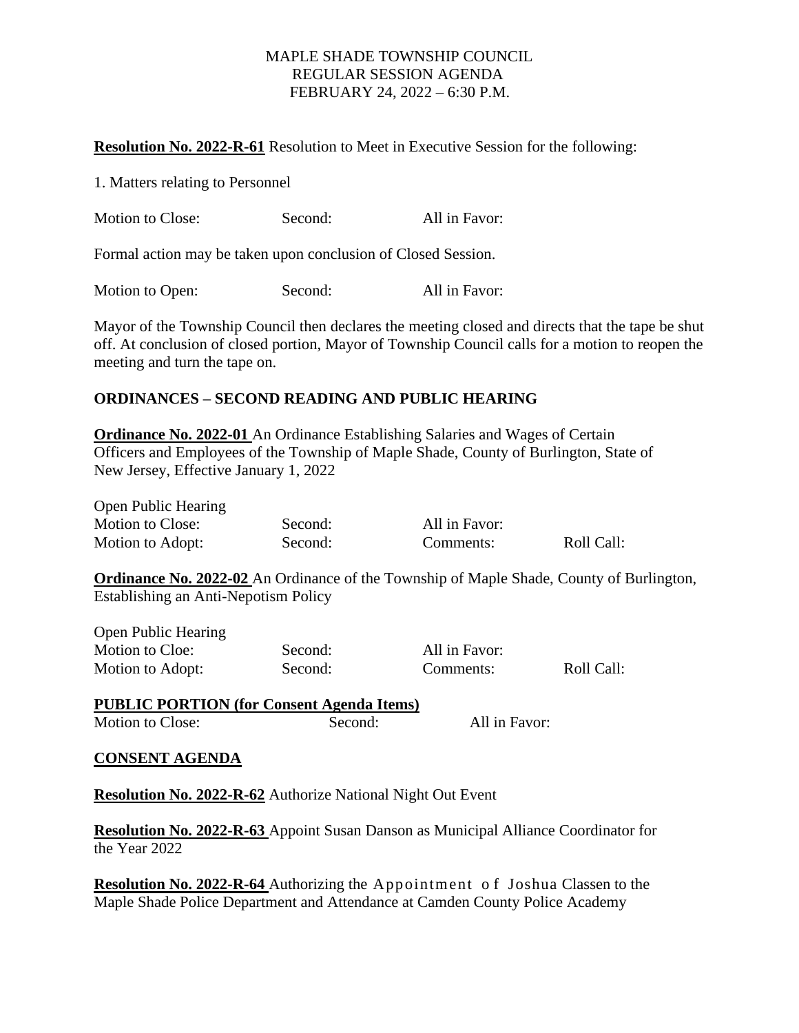MAPLE SHADE TOWNSHIP COUNCIL
REGULAR SESSION AGENDA
FEBRUARY 24, 2022 – 6:30 P.M.

**Resolution No. 2022-R-61** Resolution to Meet in Executive Session for the following:

1. Matters relating to Personnel

Motion to Close: Second: All in Favor:

Formal action may be taken upon conclusion of Closed Session.

Motion to Open: Second: All in Favor:

Mayor of the Township Council then declares the meeting closed and directs that the tape be shut off. At conclusion of closed portion, Mayor of Township Council calls for a motion to reopen the meeting and turn the tape on.

**ORDINANCES – SECOND READING AND PUBLIC HEARING**

**Ordinance No. 2022-01** An Ordinance Establishing Salaries and Wages of Certain Officers and Employees of the Township of Maple Shade, County of Burlington, State of New Jersey, Effective January 1, 2022

Open Public Hearing
Motion to Close: Second: All in Favor:
Motion to Adopt: Second: Comments: Roll Call:

**Ordinance No. 2022-02** An Ordinance of the Township of Maple Shade, County of Burlington, Establishing an Anti-Nepotism Policy

Open Public Hearing
Motion to Cloe: Second: All in Favor:
Motion to Adopt: Second: Comments: Roll Call:

**PUBLIC PORTION (for Consent Agenda Items)**
Motion to Close: Second: All in Favor:

**CONSENT AGENDA**

**Resolution No. 2022-R-62** Authorize National Night Out Event

**Resolution No. 2022-R-63** Appoint Susan Danson as Municipal Alliance Coordinator for the Year 2022

**Resolution No. 2022-R-64** Authorizing the Appointment of Joshua Classen to the Maple Shade Police Department and Attendance at Camden County Police Academy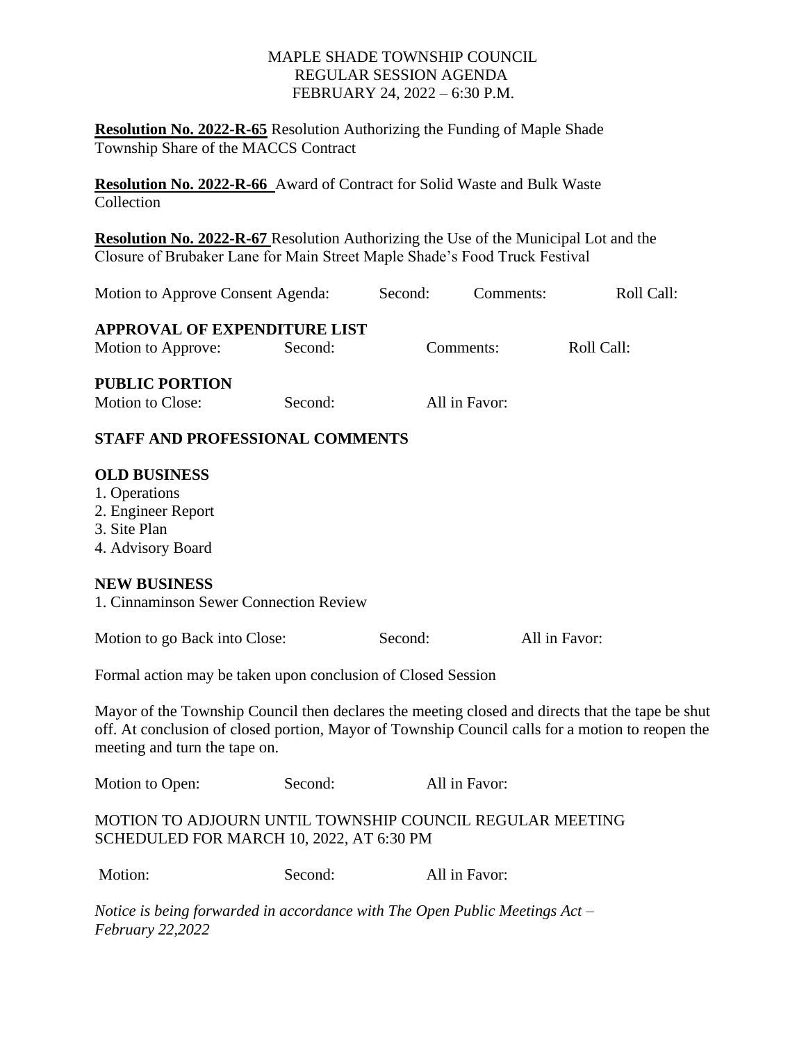MAPLE SHADE TOWNSHIP COUNCIL
REGULAR SESSION AGENDA
FEBRUARY 24, 2022 – 6:30 P.M.

**Resolution No. 2022-R-65** Resolution Authorizing the Funding of Maple Shade Township Share of the MACCS Contract

**Resolution No. 2022-R-66** Award of Contract for Solid Waste and Bulk Waste Collection

**Resolution No. 2022-R-67** Resolution Authorizing the Use of the Municipal Lot and the Closure of Brubaker Lane for Main Street Maple Shade's Food Truck Festival

Motion to Approve Consent Agenda: Second: Comments: Roll Call:

**APPROVAL OF EXPENDITURE LIST**

Motion to Approve: Second: Comments: Roll Call:

**PUBLIC PORTION**

Motion to Close: Second: All in Favor:

**STAFF AND PROFESSIONAL COMMENTS**

**OLD BUSINESS**

1. Operations
2. Engineer Report
3. Site Plan
4. Advisory Board

**NEW BUSINESS**

1. Cinnaminson Sewer Connection Review

Motion to go Back into Close: Second: All in Favor:

Formal action may be taken upon conclusion of Closed Session

Mayor of the Township Council then declares the meeting closed and directs that the tape be shut off. At conclusion of closed portion, Mayor of Township Council calls for a motion to reopen the meeting and turn the tape on.

Motion to Open: Second: All in Favor:

MOTION TO ADJOURN UNTIL TOWNSHIP COUNCIL REGULAR MEETING SCHEDULED FOR MARCH 10, 2022, AT 6:30 PM

Motion: Second: All in Favor:

*Notice is being forwarded in accordance with The Open Public Meetings Act – February 22,2022*